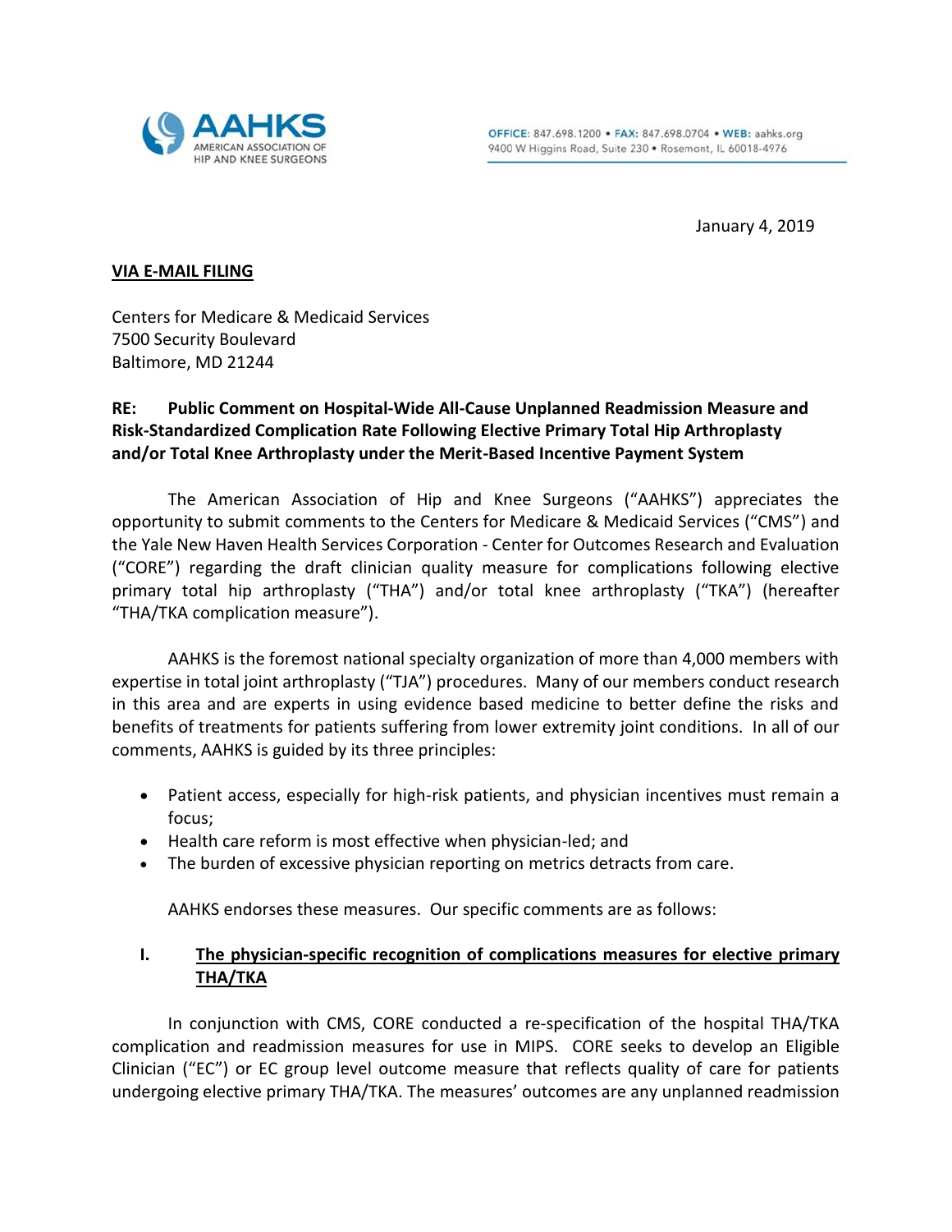January 4, 2019

**VIA E-MAIL FILING**

Centers for Medicare & Medicaid Services
7500 Security Boulevard
Baltimore, MD 21244

**RE: Public Comment on Hospital-Wide All-Cause Unplanned Readmission Measure and Risk-Standardized Complication Rate Following Elective Primary Total Hip Arthroplasty and/or Total Knee Arthroplasty under the Merit-Based Incentive Payment System**

The American Association of Hip and Knee Surgeons ("AAHKS") appreciates the opportunity to submit comments to the Centers for Medicare & Medicaid Services ("CMS") and the Yale New Haven Health Services Corporation - Center for Outcomes Research and Evaluation ("CORE") regarding the draft clinician quality measure for complications following elective primary total hip arthroplasty ("THA") and/or total knee arthroplasty ("TKA") (hereafter "THA/TKA complication measure").

AAHKS is the foremost national specialty organization of more than 4,000 members with expertise in total joint arthroplasty ("TJA") procedures. Many of our members conduct research in this area and are experts in using evidence based medicine to better define the risks and benefits of treatments for patients suffering from lower extremity joint conditions. In all of our comments, AAHKS is guided by its three principles:

- Patient access, especially for high-risk patients, and physician incentives must remain a focus;
- Health care reform is most effective when physician-led; and
- The burden of excessive physician reporting on metrics detracts from care.

AAHKS endorses these measures. Our specific comments are as follows:

## I. The physician-specific recognition of complications measures for elective primary THA/TKA

In conjunction with CMS, CORE conducted a re-specification of the hospital THA/TKA complication and readmission measures for use in MIPS. CORE seeks to develop an Eligible Clinician ("EC") or EC group level outcome measure that reflects quality of care for patients undergoing elective primary THA/TKA. The measures' outcomes are any unplanned readmission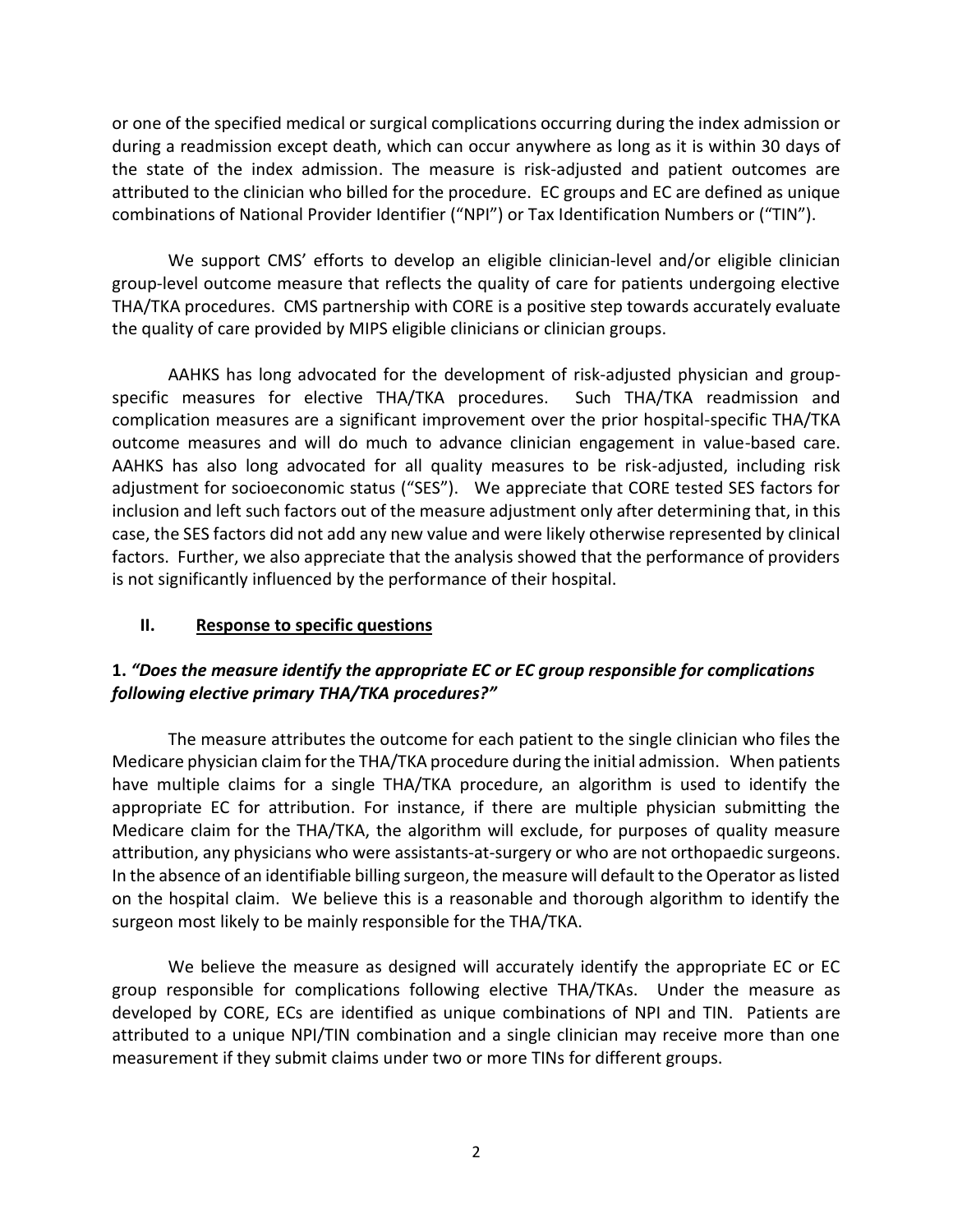or one of the specified medical or surgical complications occurring during the index admission or during a readmission except death, which can occur anywhere as long as it is within 30 days of the state of the index admission. The measure is risk-adjusted and patient outcomes are attributed to the clinician who billed for the procedure. EC groups and EC are defined as unique combinations of National Provider Identifier ("NPI") or Tax Identification Numbers or ("TIN").

We support CMS' efforts to develop an eligible clinician-level and/or eligible clinician group-level outcome measure that reflects the quality of care for patients undergoing elective THA/TKA procedures. CMS partnership with CORE is a positive step towards accurately evaluate the quality of care provided by MIPS eligible clinicians or clinician groups.

AAHKS has long advocated for the development of risk-adjusted physician and group-specific measures for elective THA/TKA procedures. Such THA/TKA readmission and complication measures are a significant improvement over the prior hospital-specific THA/TKA outcome measures and will do much to advance clinician engagement in value-based care. AAHKS has also long advocated for all quality measures to be risk-adjusted, including risk adjustment for socioeconomic status ("SES"). We appreciate that CORE tested SES factors for inclusion and left such factors out of the measure adjustment only after determining that, in this case, the SES factors did not add any new value and were likely otherwise represented by clinical factors. Further, we also appreciate that the analysis showed that the performance of providers is not significantly influenced by the performance of their hospital.

## II. Response to specific questions

### 1. *"Does the measure identify the appropriate EC or EC group responsible for complications following elective primary THA/TKA procedures?"*

The measure attributes the outcome for each patient to the single clinician who files the Medicare physician claim for the THA/TKA procedure during the initial admission. When patients have multiple claims for a single THA/TKA procedure, an algorithm is used to identify the appropriate EC for attribution. For instance, if there are multiple physician submitting the Medicare claim for the THA/TKA, the algorithm will exclude, for purposes of quality measure attribution, any physicians who were assistants-at-surgery or who are not orthopaedic surgeons. In the absence of an identifiable billing surgeon, the measure will default to the Operator as listed on the hospital claim. We believe this is a reasonable and thorough algorithm to identify the surgeon most likely to be mainly responsible for the THA/TKA.

We believe the measure as designed will accurately identify the appropriate EC or EC group responsible for complications following elective THA/TKAs. Under the measure as developed by CORE, ECs are identified as unique combinations of NPI and TIN. Patients are attributed to a unique NPI/TIN combination and a single clinician may receive more than one measurement if they submit claims under two or more TINs for different groups.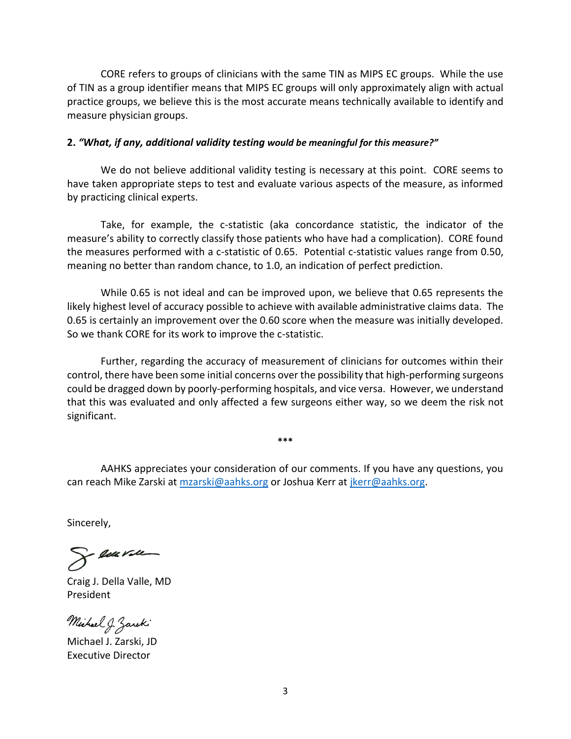CORE refers to groups of clinicians with the same TIN as MIPS EC groups. While the use of TIN as a group identifier means that MIPS EC groups will only approximately align with actual practice groups, we believe this is the most accurate means technically available to identify and measure physician groups.

**2. *"What, if any, additional validity testing would be meaningful for this measure?"***

We do not believe additional validity testing is necessary at this point. CORE seems to have taken appropriate steps to test and evaluate various aspects of the measure, as informed by practicing clinical experts.

Take, for example, the c-statistic (aka concordance statistic, the indicator of the measure's ability to correctly classify those patients who have had a complication). CORE found the measures performed with a c-statistic of 0.65. Potential c-statistic values range from 0.50, meaning no better than random chance, to 1.0, an indication of perfect prediction.

While 0.65 is not ideal and can be improved upon, we believe that 0.65 represents the likely highest level of accuracy possible to achieve with available administrative claims data. The 0.65 is certainly an improvement over the 0.60 score when the measure was initially developed. So we thank CORE for its work to improve the c-statistic.

Further, regarding the accuracy of measurement of clinicians for outcomes within their control, there have been some initial concerns over the possibility that high-performing surgeons could be dragged down by poorly-performing hospitals, and vice versa. However, we understand that this was evaluated and only affected a few surgeons either way, so we deem the risk not significant.

\*\*\*

AAHKS appreciates your consideration of our comments. If you have any questions, you can reach Mike Zarski at [mzarski@aahks.org](mailto:mzarski@aahks.org) or Joshua Kerr at [jkerr@aahks.org](mailto:jkerr@aahks.org).

Sincerely,

Craig J. Della Valle, MD
President

Michael J. Zarski, JD
Executive Director